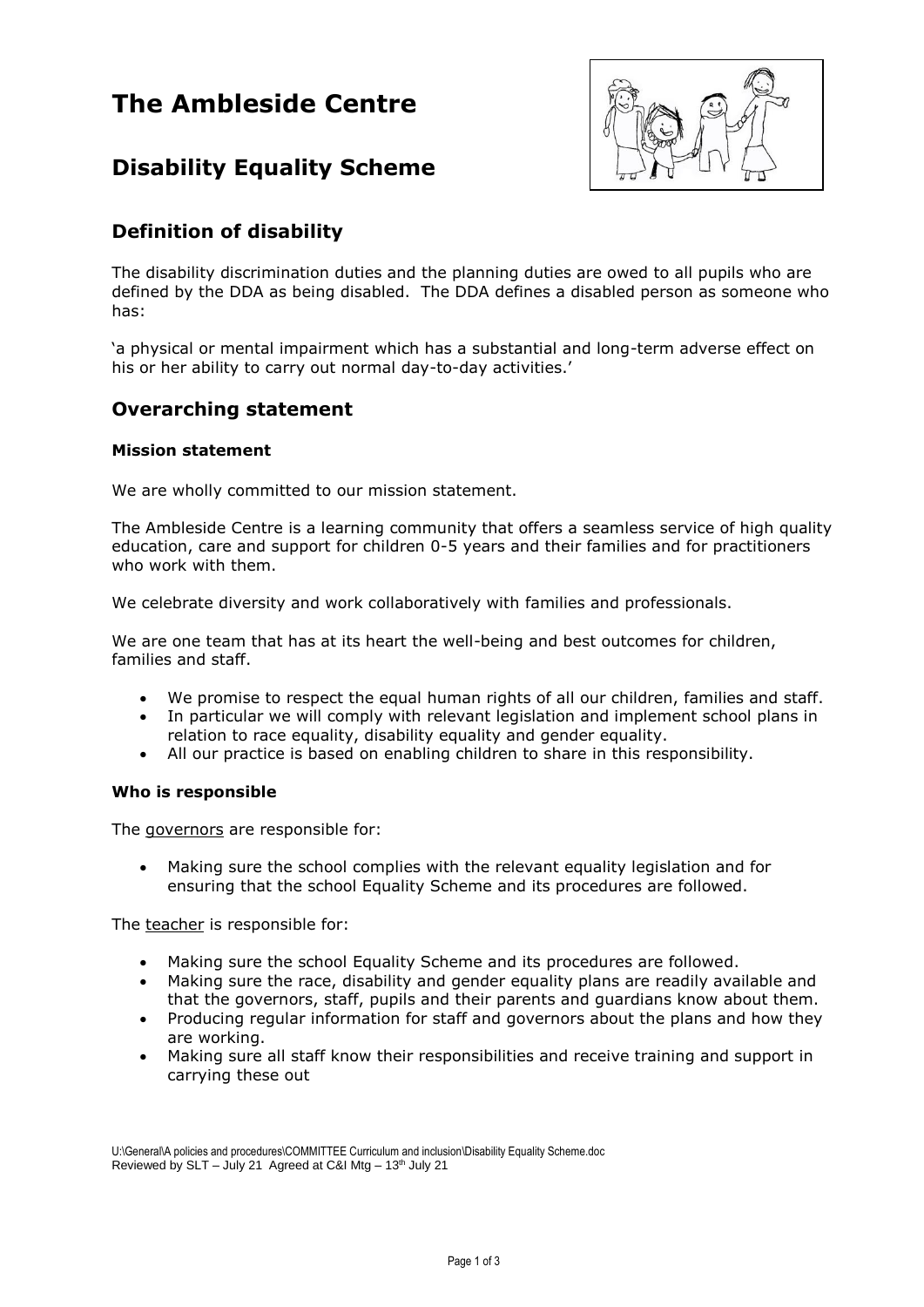# The Ambleside Centre

## Disability Equality Scheme

## Definition of disability

The disability discrimination duties and the planning duties are owed to all pupils who are defined by the DDA as being disabled. The DDA defines a disabled person as someone who has:

'a physical or mental impairment which has a substantial and long-term adverse effect on his or her ability to carry out normal day-to-day activities.'

## Overarching statement

### Mission statement

We are wholly committed to our mission statement.

The Ambleside Centre is a learning community that offers a seamless service of high quality education, care and support for children 0-5 years and their families and for practitioners who work with them.

We celebrate diversity and work collaboratively with families and professionals.

We are one team that has at its heart the well-being and best outcomes for children, families and staff.

- We promise to respect the equal human rights of all our children, families and staff.
- In particular we will comply with relevant legislation and implement school plans in relation to race equality, disability equality and gender equality.
- All our practice is based on enabling children to share in this responsibility.

### Who is responsible

The governors are responsible for:

- Making sure the school complies with the relevant equality legislation and for ensuring that the school Equality Scheme and its procedures are followed.

The teacher is responsible for:

- Making sure the school Equality Scheme and its procedures are followed.
- Making sure the race, disability and gender equality plans are readily available and that the governors, staff, pupils and their parents and guardians know about them.
- Producing regular information for staff and governors about the plans and how they are working.
- Making sure all staff know their responsibilities and receive training and support in carrying these out

U:\General\A policies and procedures\COMMITTEE Curriculum and inclusion\Disability Equality Scheme.doc
Reviewed by SLT – July 21 Agreed at C&I Mtg – 13th July 21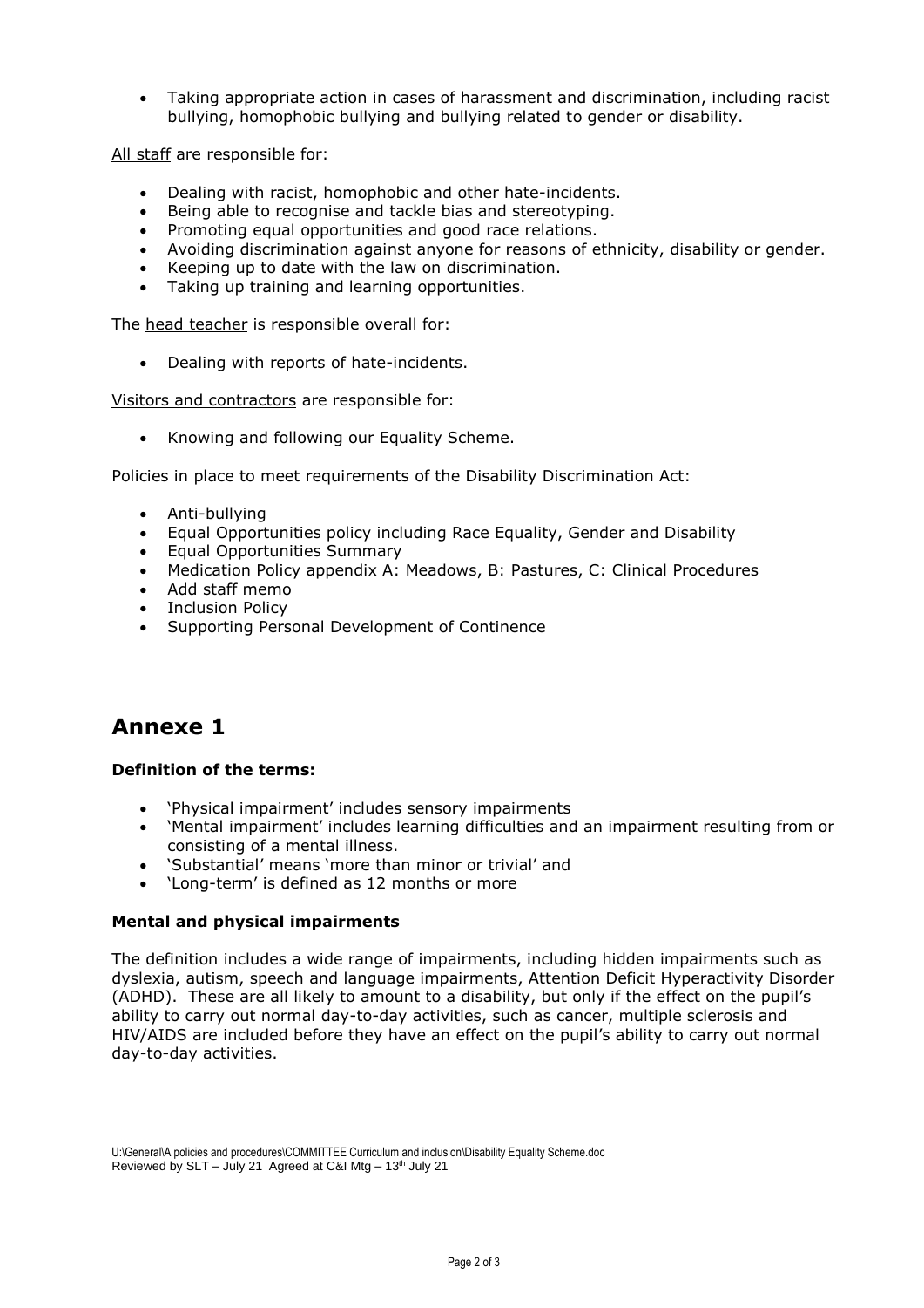- Taking appropriate action in cases of harassment and discrimination, including racist bullying, homophobic bullying and bullying related to gender or disability.

All staff are responsible for:

- Dealing with racist, homophobic and other hate-incidents.
- Being able to recognise and tackle bias and stereotyping.
- Promoting equal opportunities and good race relations.
- Avoiding discrimination against anyone for reasons of ethnicity, disability or gender.
- Keeping up to date with the law on discrimination.
- Taking up training and learning opportunities.

The head teacher is responsible overall for:

- Dealing with reports of hate-incidents.

Visitors and contractors are responsible for:

- Knowing and following our Equality Scheme.

Policies in place to meet requirements of the Disability Discrimination Act:

- Anti-bullying
- Equal Opportunities policy including Race Equality, Gender and Disability
- Equal Opportunities Summary
- Medication Policy appendix A: Meadows, B: Pastures, C: Clinical Procedures
- Add staff memo
- Inclusion Policy
- Supporting Personal Development of Continence

# Annexe 1

**Definition of the terms:**

- 'Physical impairment' includes sensory impairments
- 'Mental impairment' includes learning difficulties and an impairment resulting from or consisting of a mental illness.
- 'Substantial' means 'more than minor or trivial' and
- 'Long-term' is defined as 12 months or more

**Mental and physical impairments**

The definition includes a wide range of impairments, including hidden impairments such as dyslexia, autism, speech and language impairments, Attention Deficit Hyperactivity Disorder (ADHD). These are all likely to amount to a disability, but only if the effect on the pupil's ability to carry out normal day-to-day activities, such as cancer, multiple sclerosis and HIV/AIDS are included before they have an effect on the pupil's ability to carry out normal day-to-day activities.

U:\General\A policies and procedures\COMMITTEE Curriculum and inclusion\Disability Equality Scheme.doc
Reviewed by SLT – July 21 Agreed at C&I Mtg – 13th July 21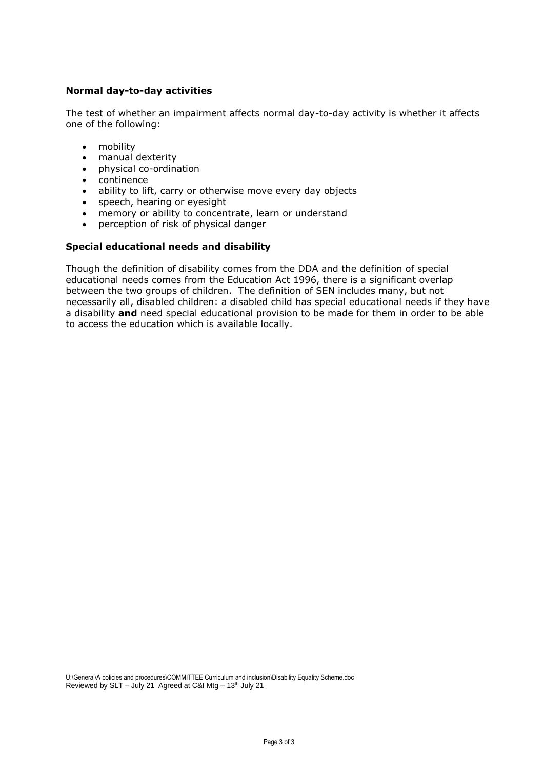### Normal day-to-day activities

The test of whether an impairment affects normal day-to-day activity is whether it affects one of the following:

- mobility
- manual dexterity
- physical co-ordination
- continence
- ability to lift, carry or otherwise move every day objects
- speech, hearing or eyesight
- memory or ability to concentrate, learn or understand
- perception of risk of physical danger

### Special educational needs and disability

Though the definition of disability comes from the DDA and the definition of special educational needs comes from the Education Act 1996, there is a significant overlap between the two groups of children. The definition of SEN includes many, but not necessarily all, disabled children: a disabled child has special educational needs if they have a disability **and** need special educational provision to be made for them in order to be able to access the education which is available locally.